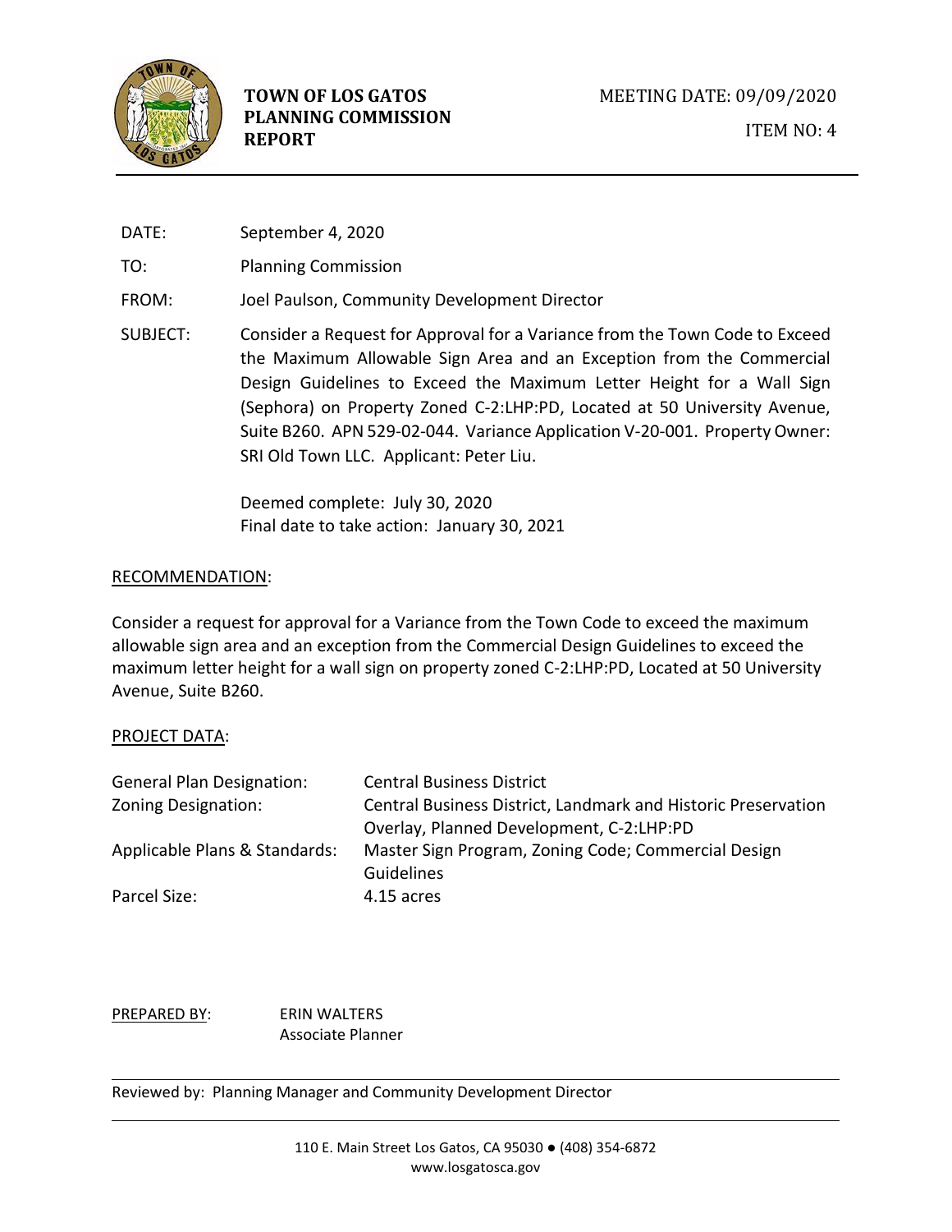**TOWN OF LOS GATOS PLANNING COMMISSION REPORT**

MEETING DATE: 09/09/2020

ITEM NO: 4

DATE: September 4, 2020

TO: Planning Commission

FROM: Joel Paulson, Community Development Director

SUBJECT: Consider a Request for Approval for a Variance from the Town Code to Exceed the Maximum Allowable Sign Area and an Exception from the Commercial Design Guidelines to Exceed the Maximum Letter Height for a Wall Sign (Sephora) on Property Zoned C-2:LHP:PD, Located at 50 University Avenue, Suite B260. APN 529-02-044. Variance Application V-20-001. Property Owner: SRI Old Town LLC. Applicant: Peter Liu.

Deemed complete: July 30, 2020
Final date to take action: January 30, 2021

## RECOMMENDATION:

Consider a request for approval for a Variance from the Town Code to exceed the maximum allowable sign area and an exception from the Commercial Design Guidelines to exceed the maximum letter height for a wall sign on property zoned C-2:LHP:PD, Located at 50 University Avenue, Suite B260.

## PROJECT DATA:

| | |
|---|---|
| General Plan Designation: | Central Business District |
| Zoning Designation: | Central Business District, Landmark and Historic Preservation Overlay, Planned Development, C-2:LHP:PD |
| Applicable Plans & Standards: | Master Sign Program, Zoning Code; Commercial Design Guidelines |
| Parcel Size: | 4.15 acres |

PREPARED BY: ERIN WALTERS
Associate Planner

Reviewed by: Planning Manager and Community Development Director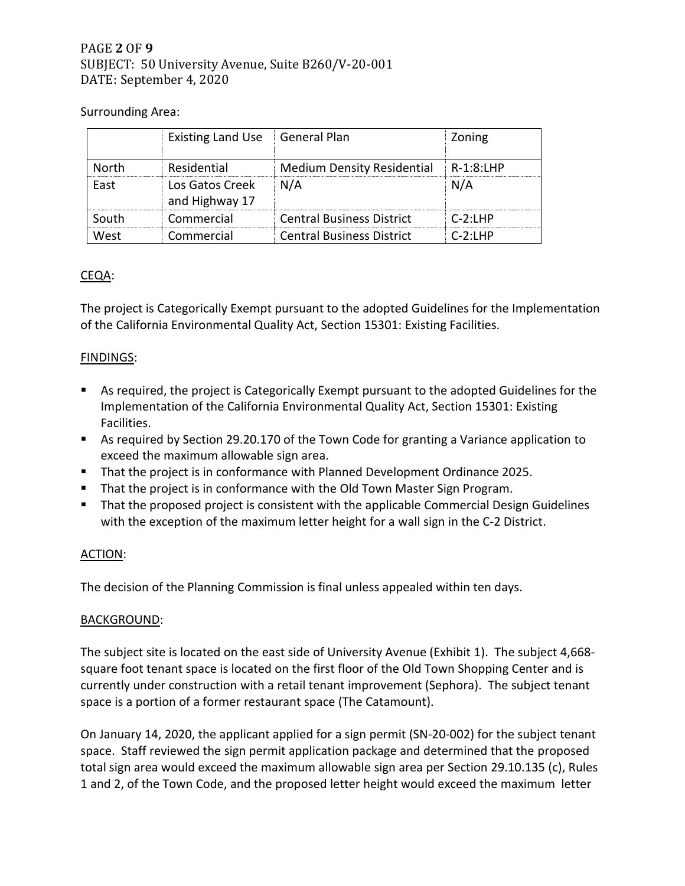Surrounding Area:

| | Existing Land Use | General Plan | Zoning |
|---|---|---|---|
| North | Residential | Medium Density Residential | R-1:8:LHP |
| East | Los Gatos Creek and Highway 17 | N/A | N/A |
| South | Commercial | Central Business District | C-2:LHP |
| West | Commercial | Central Business District | C-2:LHP |

CEQA:

The project is Categorically Exempt pursuant to the adopted Guidelines for the Implementation of the California Environmental Quality Act, Section 15301: Existing Facilities.

FINDINGS:

- As required, the project is Categorically Exempt pursuant to the adopted Guidelines for the Implementation of the California Environmental Quality Act, Section 15301: Existing Facilities.
- As required by Section 29.20.170 of the Town Code for granting a Variance application to exceed the maximum allowable sign area.
- That the project is in conformance with Planned Development Ordinance 2025.
- That the project is in conformance with the Old Town Master Sign Program.
- That the proposed project is consistent with the applicable Commercial Design Guidelines with the exception of the maximum letter height for a wall sign in the C-2 District.

ACTION:

The decision of the Planning Commission is final unless appealed within ten days.

BACKGROUND:

The subject site is located on the east side of University Avenue (Exhibit 1). The subject 4,668-square foot tenant space is located on the first floor of the Old Town Shopping Center and is currently under construction with a retail tenant improvement (Sephora). The subject tenant space is a portion of a former restaurant space (The Catamount).

On January 14, 2020, the applicant applied for a sign permit (SN-20-002) for the subject tenant space. Staff reviewed the sign permit application package and determined that the proposed total sign area would exceed the maximum allowable sign area per Section 29.10.135 (c), Rules 1 and 2, of the Town Code, and the proposed letter height would exceed the maximum letter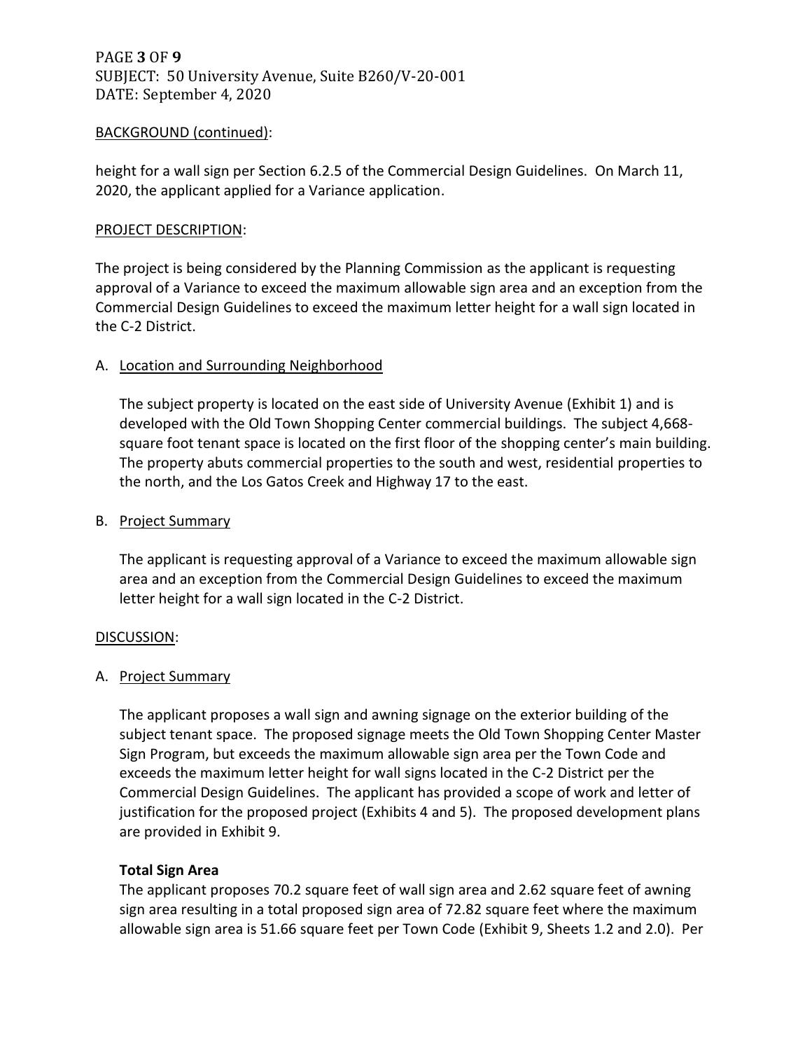BACKGROUND (continued):

height for a wall sign per Section 6.2.5 of the Commercial Design Guidelines. On March 11, 2020, the applicant applied for a Variance application.

PROJECT DESCRIPTION:

The project is being considered by the Planning Commission as the applicant is requesting approval of a Variance to exceed the maximum allowable sign area and an exception from the Commercial Design Guidelines to exceed the maximum letter height for a wall sign located in the C-2 District.

A. Location and Surrounding Neighborhood

The subject property is located on the east side of University Avenue (Exhibit 1) and is developed with the Old Town Shopping Center commercial buildings. The subject 4,668-square foot tenant space is located on the first floor of the shopping center's main building. The property abuts commercial properties to the south and west, residential properties to the north, and the Los Gatos Creek and Highway 17 to the east.

B. Project Summary

The applicant is requesting approval of a Variance to exceed the maximum allowable sign area and an exception from the Commercial Design Guidelines to exceed the maximum letter height for a wall sign located in the C-2 District.

DISCUSSION:

A. Project Summary

The applicant proposes a wall sign and awning signage on the exterior building of the subject tenant space. The proposed signage meets the Old Town Shopping Center Master Sign Program, but exceeds the maximum allowable sign area per the Town Code and exceeds the maximum letter height for wall signs located in the C-2 District per the Commercial Design Guidelines. The applicant has provided a scope of work and letter of justification for the proposed project (Exhibits 4 and 5). The proposed development plans are provided in Exhibit 9.

**Total Sign Area**

The applicant proposes 70.2 square feet of wall sign area and 2.62 square feet of awning sign area resulting in a total proposed sign area of 72.82 square feet where the maximum allowable sign area is 51.66 square feet per Town Code (Exhibit 9, Sheets 1.2 and 2.0). Per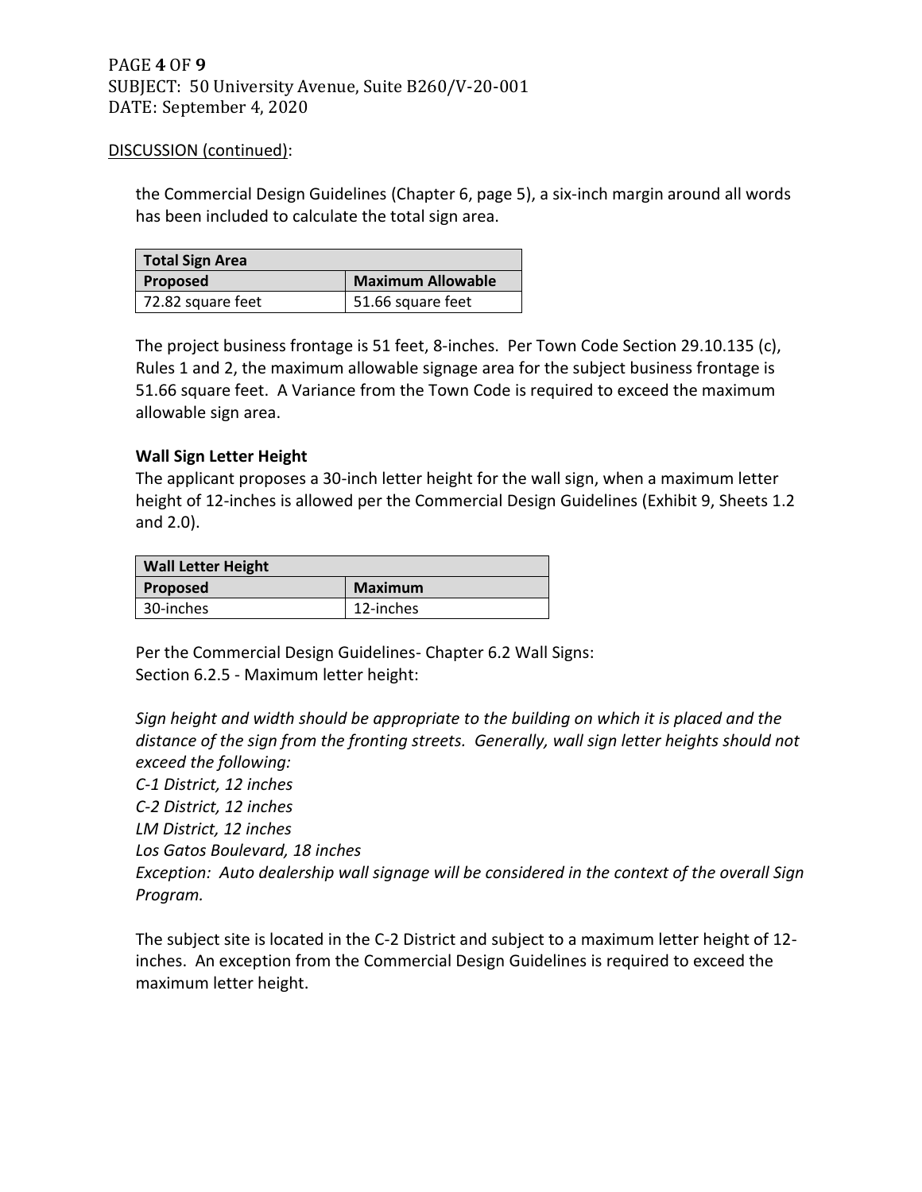DISCUSSION (continued):

the Commercial Design Guidelines (Chapter 6, page 5), a six-inch margin around all words has been included to calculate the total sign area.

| Total Sign Area | |
|---|---|
| **Proposed** | **Maximum Allowable** |
| 72.82 square feet | 51.66 square feet |

The project business frontage is 51 feet, 8-inches. Per Town Code Section 29.10.135 (c), Rules 1 and 2, the maximum allowable signage area for the subject business frontage is 51.66 square feet. A Variance from the Town Code is required to exceed the maximum allowable sign area.

**Wall Sign Letter Height**

The applicant proposes a 30-inch letter height for the wall sign, when a maximum letter height of 12-inches is allowed per the Commercial Design Guidelines (Exhibit 9, Sheets 1.2 and 2.0).

| Wall Letter Height | |
|---|---|
| **Proposed** | **Maximum** |
| 30-inches | 12-inches |

Per the Commercial Design Guidelines- Chapter 6.2 Wall Signs:
Section 6.2.5 - Maximum letter height:

*Sign height and width should be appropriate to the building on which it is placed and the distance of the sign from the fronting streets. Generally, wall sign letter heights should not exceed the following:*
*C-1 District, 12 inches*
*C-2 District, 12 inches*
*LM District, 12 inches*
*Los Gatos Boulevard, 18 inches*
*Exception: Auto dealership wall signage will be considered in the context of the overall Sign Program.*

The subject site is located in the C-2 District and subject to a maximum letter height of 12-inches. An exception from the Commercial Design Guidelines is required to exceed the maximum letter height.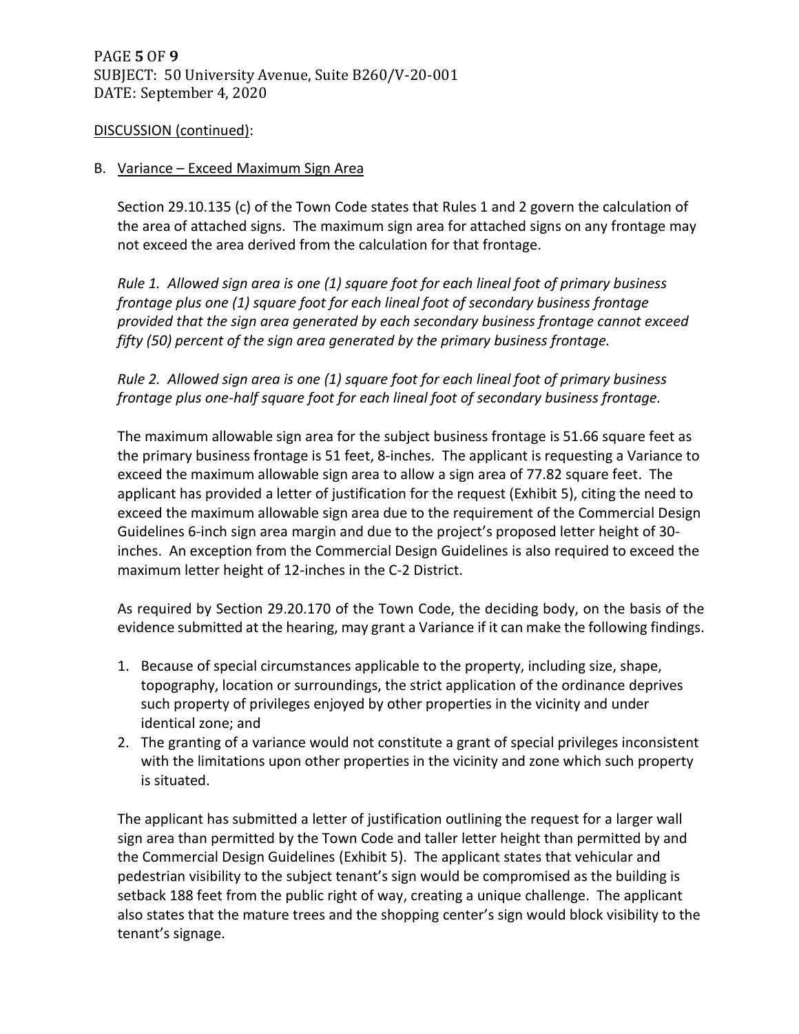DISCUSSION (continued):

B. Variance – Exceed Maximum Sign Area

Section 29.10.135 (c) of the Town Code states that Rules 1 and 2 govern the calculation of the area of attached signs. The maximum sign area for attached signs on any frontage may not exceed the area derived from the calculation for that frontage.

*Rule 1. Allowed sign area is one (1) square foot for each lineal foot of primary business frontage plus one (1) square foot for each lineal foot of secondary business frontage provided that the sign area generated by each secondary business frontage cannot exceed fifty (50) percent of the sign area generated by the primary business frontage.*

*Rule 2. Allowed sign area is one (1) square foot for each lineal foot of primary business frontage plus one-half square foot for each lineal foot of secondary business frontage.*

The maximum allowable sign area for the subject business frontage is 51.66 square feet as the primary business frontage is 51 feet, 8-inches. The applicant is requesting a Variance to exceed the maximum allowable sign area to allow a sign area of 77.82 square feet. The applicant has provided a letter of justification for the request (Exhibit 5), citing the need to exceed the maximum allowable sign area due to the requirement of the Commercial Design Guidelines 6-inch sign area margin and due to the project's proposed letter height of 30-inches. An exception from the Commercial Design Guidelines is also required to exceed the maximum letter height of 12-inches in the C-2 District.

As required by Section 29.20.170 of the Town Code, the deciding body, on the basis of the evidence submitted at the hearing, may grant a Variance if it can make the following findings.

1. Because of special circumstances applicable to the property, including size, shape, topography, location or surroundings, the strict application of the ordinance deprives such property of privileges enjoyed by other properties in the vicinity and under identical zone; and
2. The granting of a variance would not constitute a grant of special privileges inconsistent with the limitations upon other properties in the vicinity and zone which such property is situated.

The applicant has submitted a letter of justification outlining the request for a larger wall sign area than permitted by the Town Code and taller letter height than permitted by and the Commercial Design Guidelines (Exhibit 5). The applicant states that vehicular and pedestrian visibility to the subject tenant's sign would be compromised as the building is setback 188 feet from the public right of way, creating a unique challenge. The applicant also states that the mature trees and the shopping center's sign would block visibility to the tenant's signage.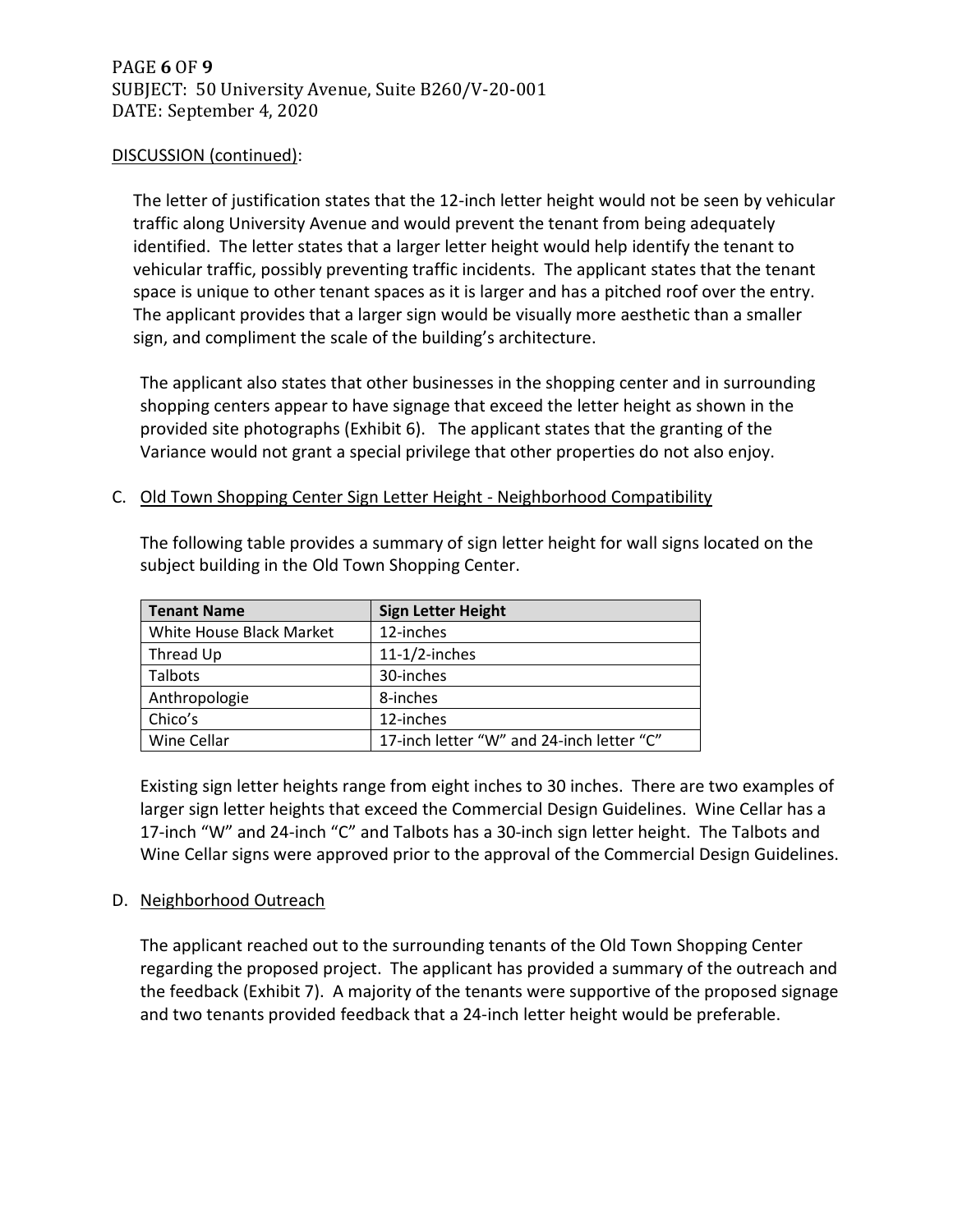DISCUSSION (continued):

The letter of justification states that the 12-inch letter height would not be seen by vehicular traffic along University Avenue and would prevent the tenant from being adequately identified. The letter states that a larger letter height would help identify the tenant to vehicular traffic, possibly preventing traffic incidents. The applicant states that the tenant space is unique to other tenant spaces as it is larger and has a pitched roof over the entry. The applicant provides that a larger sign would be visually more aesthetic than a smaller sign, and compliment the scale of the building's architecture.

The applicant also states that other businesses in the shopping center and in surrounding shopping centers appear to have signage that exceed the letter height as shown in the provided site photographs (Exhibit 6). The applicant states that the granting of the Variance would not grant a special privilege that other properties do not also enjoy.

C. Old Town Shopping Center Sign Letter Height - Neighborhood Compatibility

The following table provides a summary of sign letter height for wall signs located on the subject building in the Old Town Shopping Center.

| Tenant Name | Sign Letter Height |
| --- | --- |
| White House Black Market | 12-inches |
| Thread Up | 11-1/2-inches |
| Talbots | 30-inches |
| Anthropologie | 8-inches |
| Chico's | 12-inches |
| Wine Cellar | 17-inch letter "W" and 24-inch letter "C" |

Existing sign letter heights range from eight inches to 30 inches. There are two examples of larger sign letter heights that exceed the Commercial Design Guidelines. Wine Cellar has a 17-inch "W" and 24-inch "C" and Talbots has a 30-inch sign letter height. The Talbots and Wine Cellar signs were approved prior to the approval of the Commercial Design Guidelines.

D. Neighborhood Outreach

The applicant reached out to the surrounding tenants of the Old Town Shopping Center regarding the proposed project. The applicant has provided a summary of the outreach and the feedback (Exhibit 7). A majority of the tenants were supportive of the proposed signage and two tenants provided feedback that a 24-inch letter height would be preferable.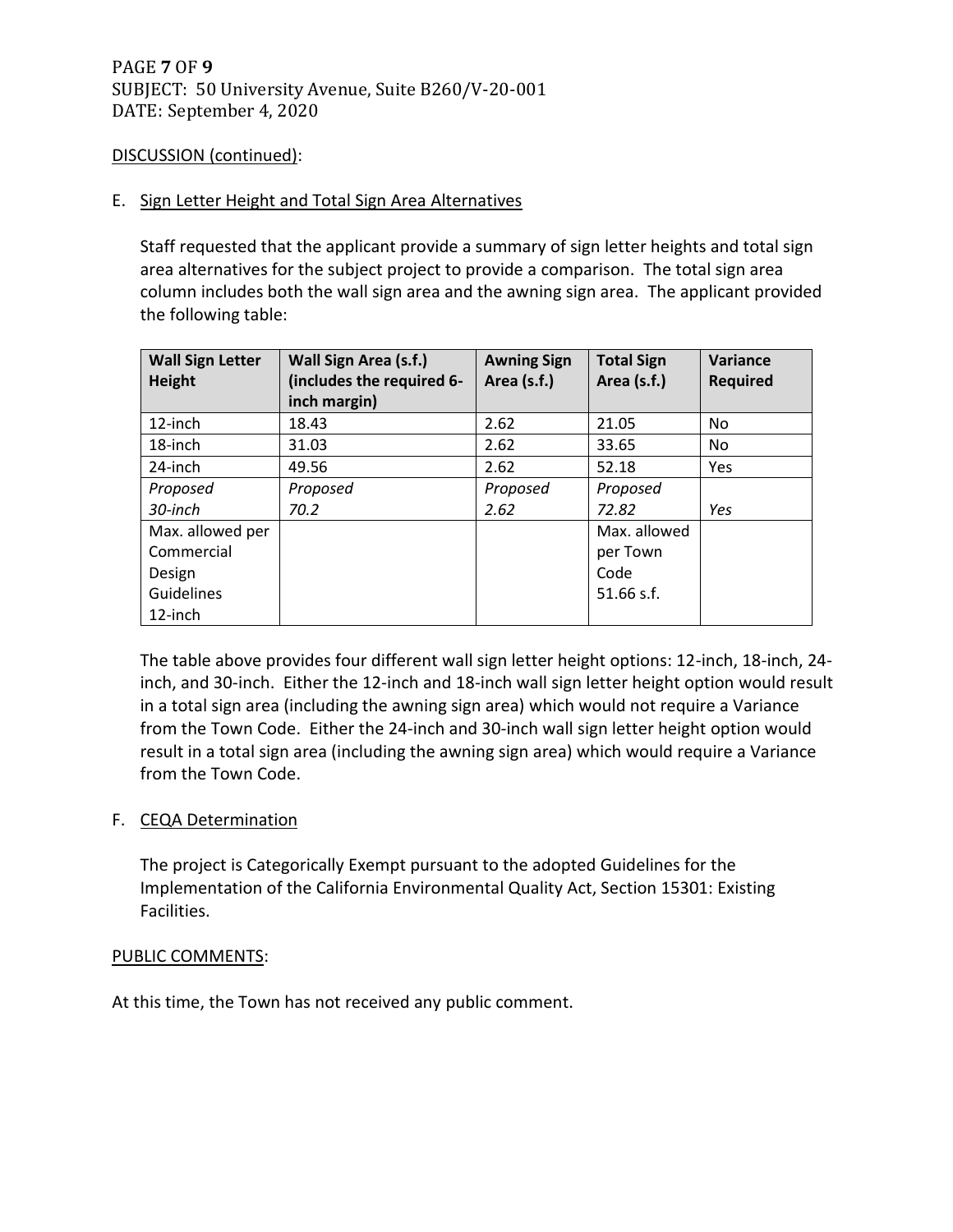DISCUSSION (continued):

E. Sign Letter Height and Total Sign Area Alternatives

Staff requested that the applicant provide a summary of sign letter heights and total sign area alternatives for the subject project to provide a comparison. The total sign area column includes both the wall sign area and the awning sign area. The applicant provided the following table:

| Wall Sign Letter Height | Wall Sign Area (s.f.) (includes the required 6-inch margin) | Awning Sign Area (s.f.) | Total Sign Area (s.f.) | Variance Required |
|---|---|---|---|---|
| 12-inch | 18.43 | 2.62 | 21.05 | No |
| 18-inch | 31.03 | 2.62 | 33.65 | No |
| 24-inch | 49.56 | 2.62 | 52.18 | Yes |
| *Proposed 30-inch* | *Proposed 70.2* | *Proposed 2.62* | *Proposed 72.82* | *Yes* |
| Max. allowed per Commercial Design Guidelines 12-inch | | | Max. allowed per Town Code 51.66 s.f. | |

The table above provides four different wall sign letter height options: 12-inch, 18-inch, 24-inch, and 30-inch. Either the 12-inch and 18-inch wall sign letter height option would result in a total sign area (including the awning sign area) which would not require a Variance from the Town Code. Either the 24-inch and 30-inch wall sign letter height option would result in a total sign area (including the awning sign area) which would require a Variance from the Town Code.

F. CEQA Determination

The project is Categorically Exempt pursuant to the adopted Guidelines for the Implementation of the California Environmental Quality Act, Section 15301: Existing Facilities.

PUBLIC COMMENTS:

At this time, the Town has not received any public comment.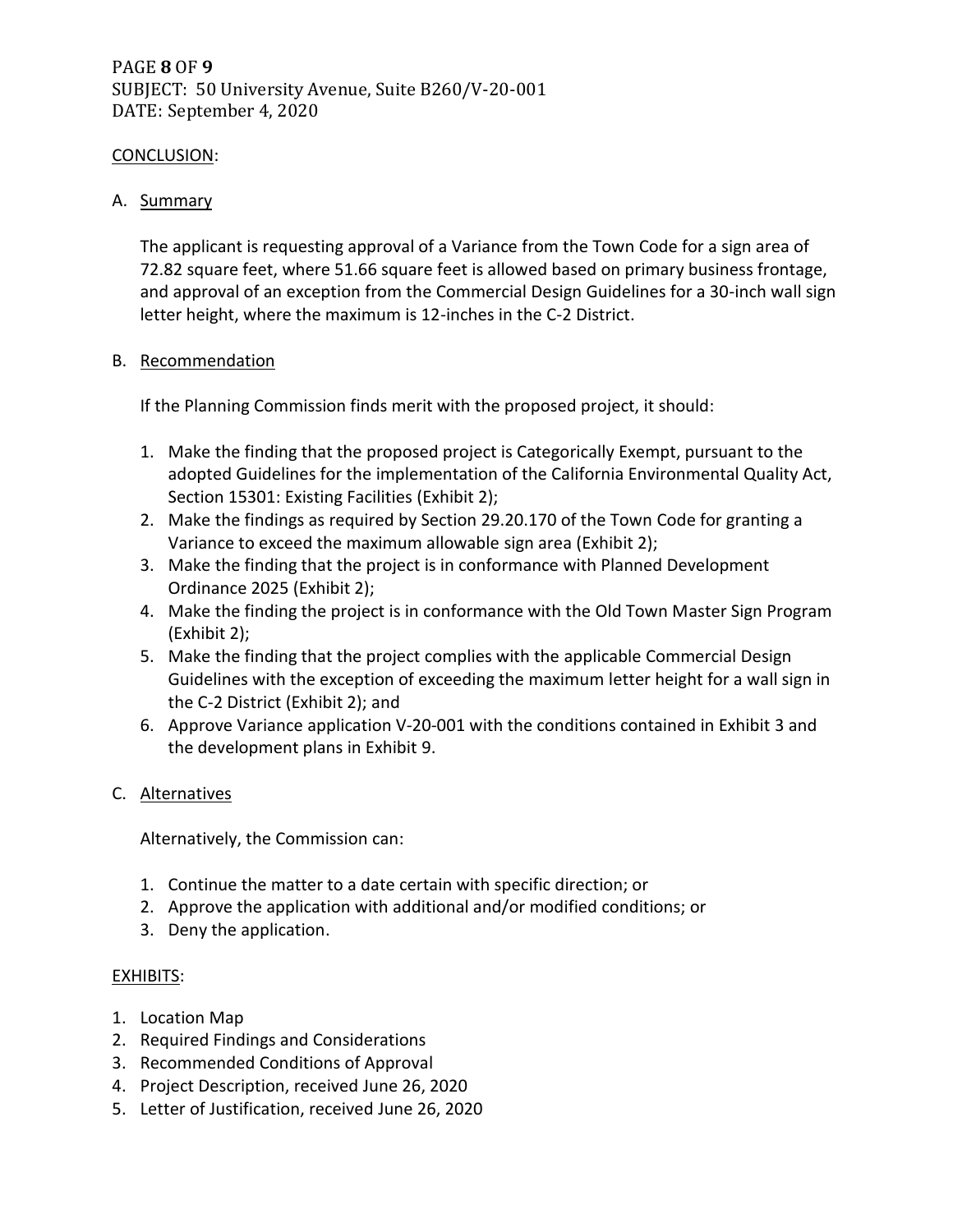## CONCLUSION:

### A. Summary

The applicant is requesting approval of a Variance from the Town Code for a sign area of 72.82 square feet, where 51.66 square feet is allowed based on primary business frontage, and approval of an exception from the Commercial Design Guidelines for a 30-inch wall sign letter height, where the maximum is 12-inches in the C-2 District.

### B. Recommendation

If the Planning Commission finds merit with the proposed project, it should:

1. Make the finding that the proposed project is Categorically Exempt, pursuant to the adopted Guidelines for the implementation of the California Environmental Quality Act, Section 15301: Existing Facilities (Exhibit 2);
2. Make the findings as required by Section 29.20.170 of the Town Code for granting a Variance to exceed the maximum allowable sign area (Exhibit 2);
3. Make the finding that the project is in conformance with Planned Development Ordinance 2025 (Exhibit 2);
4. Make the finding the project is in conformance with the Old Town Master Sign Program (Exhibit 2);
5. Make the finding that the project complies with the applicable Commercial Design Guidelines with the exception of exceeding the maximum letter height for a wall sign in the C-2 District (Exhibit 2); and
6. Approve Variance application V-20-001 with the conditions contained in Exhibit 3 and the development plans in Exhibit 9.

### C. Alternatives

Alternatively, the Commission can:

1. Continue the matter to a date certain with specific direction; or
2. Approve the application with additional and/or modified conditions; or
3. Deny the application.

## EXHIBITS:

1. Location Map
2. Required Findings and Considerations
3. Recommended Conditions of Approval
4. Project Description, received June 26, 2020
5. Letter of Justification, received June 26, 2020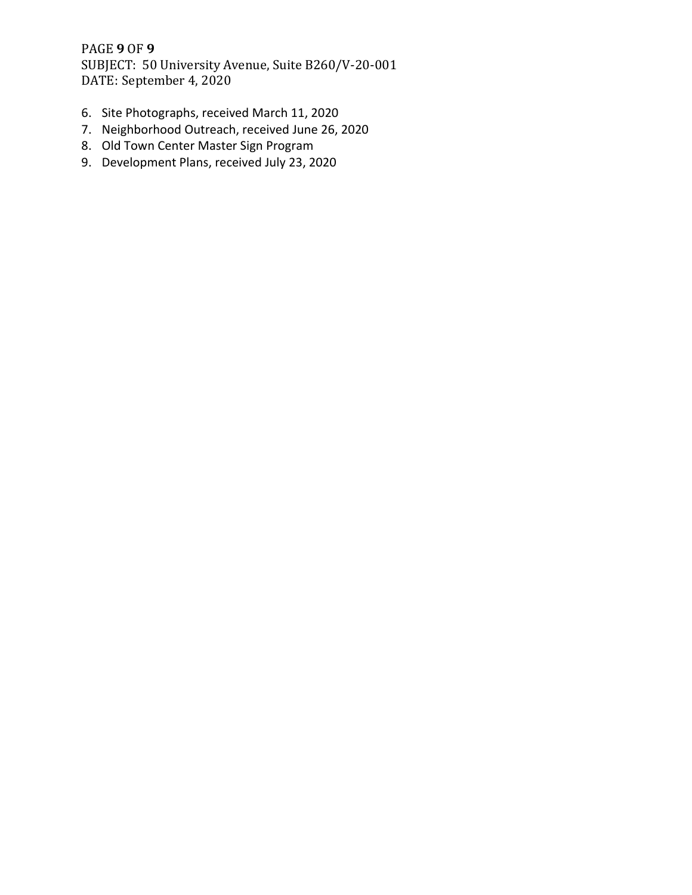6. Site Photographs, received March 11, 2020
7. Neighborhood Outreach, received June 26, 2020
8. Old Town Center Master Sign Program
9. Development Plans, received July 23, 2020